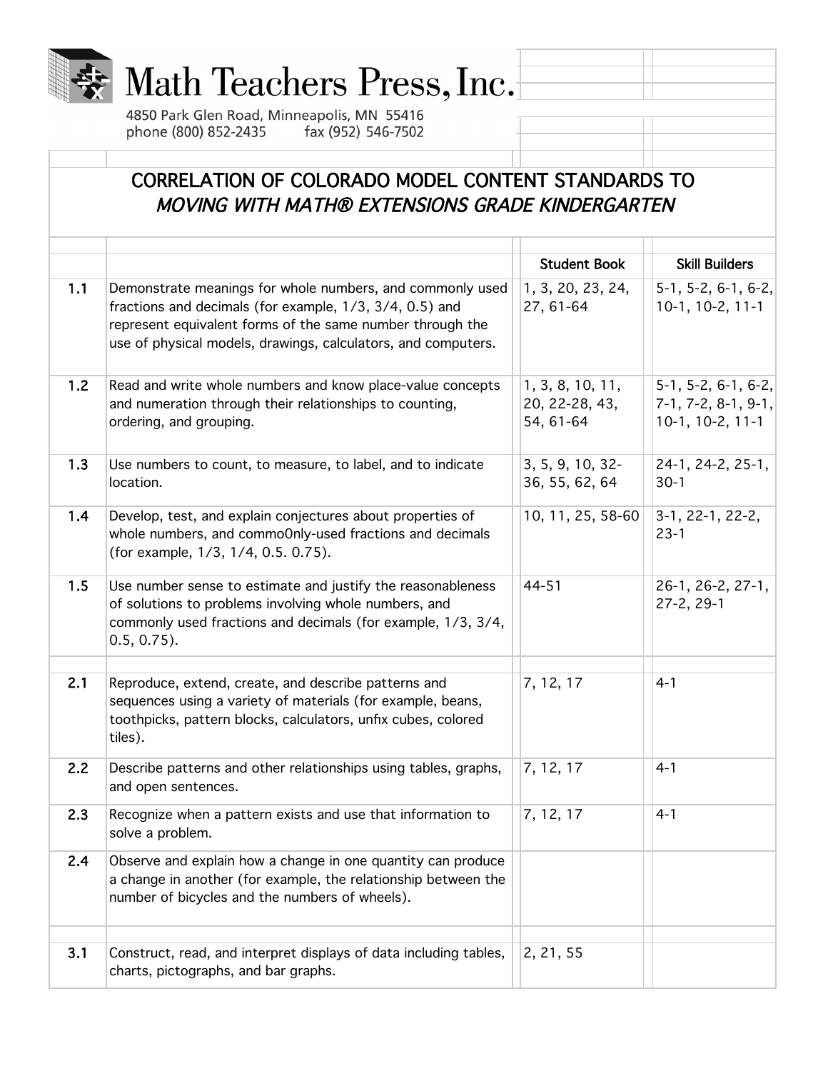# Math Teachers Press, Inc.

4850 Park Glen Road, Minneapolis, MN 55416
phone (800) 852-2435 fax (952) 546-7502

## CORRELATION OF COLORADO MODEL CONTENT STANDARDS TO *MOVING WITH MATH® EXTENSIONS GRADE KINDERGARTEN*

| | | Student Book | Skill Builders |
|---|---|---|---|
| 1.1 | Demonstrate meanings for whole numbers, and commonly used fractions and decimals (for example, 1/3, 3/4, 0.5) and represent equivalent forms of the same number through the use of physical models, drawings, calculators, and computers. | 1, 3, 20, 23, 24, 27, 61-64 | 5-1, 5-2, 6-1, 6-2, 10-1, 10-2, 11-1 |
| 1.2 | Read and write whole numbers and know place-value concepts and numeration through their relationships to counting, ordering, and grouping. | 1, 3, 8, 10, 11, 20, 22-28, 43, 54, 61-64 | 5-1, 5-2, 6-1, 6-2, 7-1, 7-2, 8-1, 9-1, 10-1, 10-2, 11-1 |
| 1.3 | Use numbers to count, to measure, to label, and to indicate location. | 3, 5, 9, 10, 32-36, 55, 62, 64 | 24-1, 24-2, 25-1, 30-1 |
| 1.4 | Develop, test, and explain conjectures about properties of whole numbers, and commo0nly-used fractions and decimals (for example, 1/3, 1/4, 0.5. 0.75). | 10, 11, 25, 58-60 | 3-1, 22-1, 22-2, 23-1 |
| 1.5 | Use number sense to estimate and justify the reasonableness of solutions to problems involving whole numbers, and commonly used fractions and decimals (for example, 1/3, 3/4, 0.5, 0.75). | 44-51 | 26-1, 26-2, 27-1, 27-2, 29-1 |
| | | | |
| 2.1 | Reproduce, extend, create, and describe patterns and sequences using a variety of materials (for example, beans, toothpicks, pattern blocks, calculators, unfix cubes, colored tiles). | 7, 12, 17 | 4-1 |
| 2.2 | Describe patterns and other relationships using tables, graphs, and open sentences. | 7, 12, 17 | 4-1 |
| 2.3 | Recognize when a pattern exists and use that information to solve a problem. | 7, 12, 17 | 4-1 |
| 2.4 | Observe and explain how a change in one quantity can produce a change in another (for example, the relationship between the number of bicycles and the numbers of wheels). | | |
| | | | |
| 3.1 | Construct, read, and interpret displays of data including tables, charts, pictographs, and bar graphs. | 2, 21, 55 | |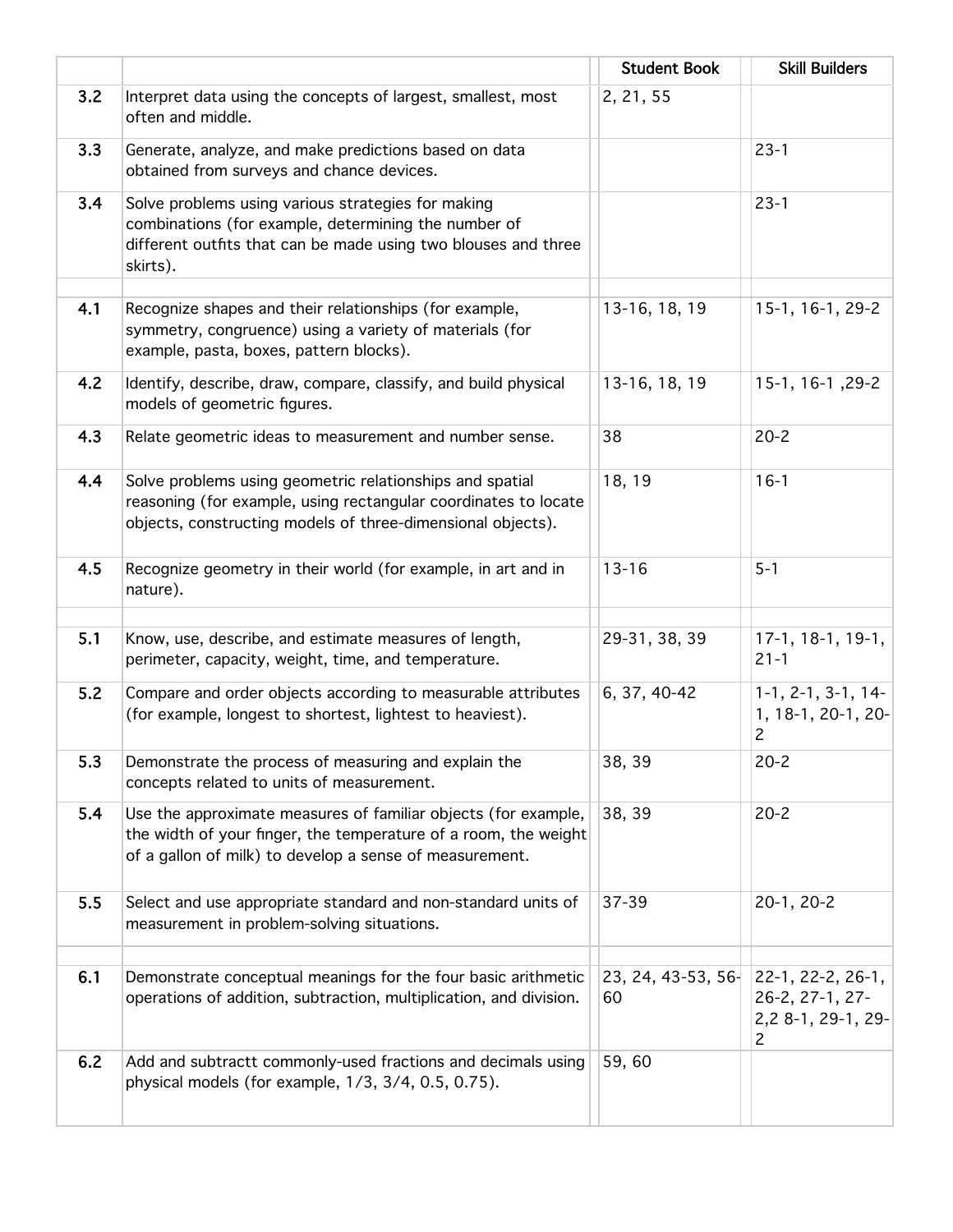| | | Student Book | Skill Builders |
|---|---|---|---|
| 3.2 | Interpret data using the concepts of largest, smallest, most often and middle. | 2, 21, 55 | |
| 3.3 | Generate, analyze, and make predictions based on data obtained from surveys and chance devices. | | 23-1 |
| 3.4 | Solve problems using various strategies for making combinations (for example, determining the number of different outfits that can be made using two blouses and three skirts). | | 23-1 |
| | | | |
| 4.1 | Recognize shapes and their relationships (for example, symmetry, congruence) using a variety of materials (for example, pasta, boxes, pattern blocks). | 13-16, 18, 19 | 15-1, 16-1, 29-2 |
| 4.2 | Identify, describe, draw, compare, classify, and build physical models of geometric figures. | 13-16, 18, 19 | 15-1, 16-1 ,29-2 |
| 4.3 | Relate geometric ideas to measurement and number sense. | 38 | 20-2 |
| 4.4 | Solve problems using geometric relationships and spatial reasoning (for example, using rectangular coordinates to locate objects, constructing models of three-dimensional objects). | 18, 19 | 16-1 |
| 4.5 | Recognize geometry in their world (for example, in art and in nature). | 13-16 | 5-1 |
| | | | |
| 5.1 | Know, use, describe, and estimate measures of length, perimeter, capacity, weight, time, and temperature. | 29-31, 38, 39 | 17-1, 18-1, 19-1, 21-1 |
| 5.2 | Compare and order objects according to measurable attributes (for example, longest to shortest, lightest to heaviest). | 6, 37, 40-42 | 1-1, 2-1, 3-1, 14-1, 18-1, 20-1, 20-2 |
| 5.3 | Demonstrate the process of measuring and explain the concepts related to units of measurement. | 38, 39 | 20-2 |
| 5.4 | Use the approximate measures of familiar objects (for example, the width of your finger, the temperature of a room, the weight of a gallon of milk) to develop a sense of measurement. | 38, 39 | 20-2 |
| 5.5 | Select and use appropriate standard and non-standard units of measurement in problem-solving situations. | 37-39 | 20-1, 20-2 |
| | | | |
| 6.1 | Demonstrate conceptual meanings for the four basic arithmetic operations of addition, subtraction, multiplication, and division. | 23, 24, 43-53, 56-60 | 22-1, 22-2, 26-1, 26-2, 27-1, 27-2,2 8-1, 29-1, 29-2 |
| 6.2 | Add and subtractt commonly-used fractions and decimals using physical models (for example, 1/3, 3/4, 0.5, 0.75). | 59, 60 | |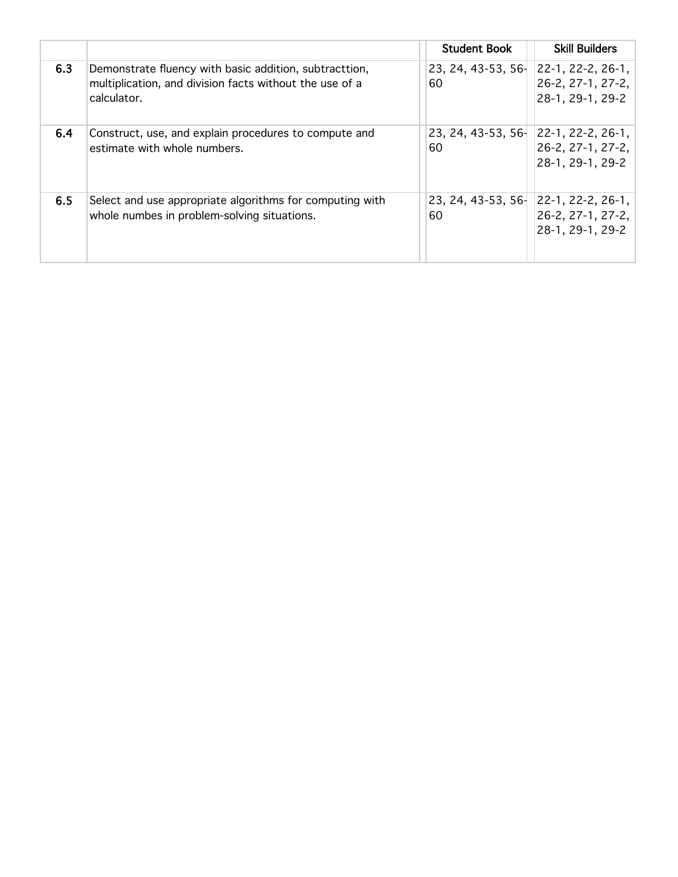| | | Student Book | Skill Builders |
|---|---|---|---|
| **6.3** | Demonstrate fluency with basic addition, subtracttion, multiplication, and division facts without the use of a calculator. | 23, 24, 43-53, 56-60 | 22-1, 22-2, 26-1, 26-2, 27-1, 27-2, 28-1, 29-1, 29-2 |
| **6.4** | Construct, use, and explain procedures to compute and estimate with whole numbers. | 23, 24, 43-53, 56-60 | 22-1, 22-2, 26-1, 26-2, 27-1, 27-2, 28-1, 29-1, 29-2 |
| **6.5** | Select and use appropriate algorithms for computing with whole numbes in problem-solving situations. | 23, 24, 43-53, 56-60 | 22-1, 22-2, 26-1, 26-2, 27-1, 27-2, 28-1, 29-1, 29-2 |